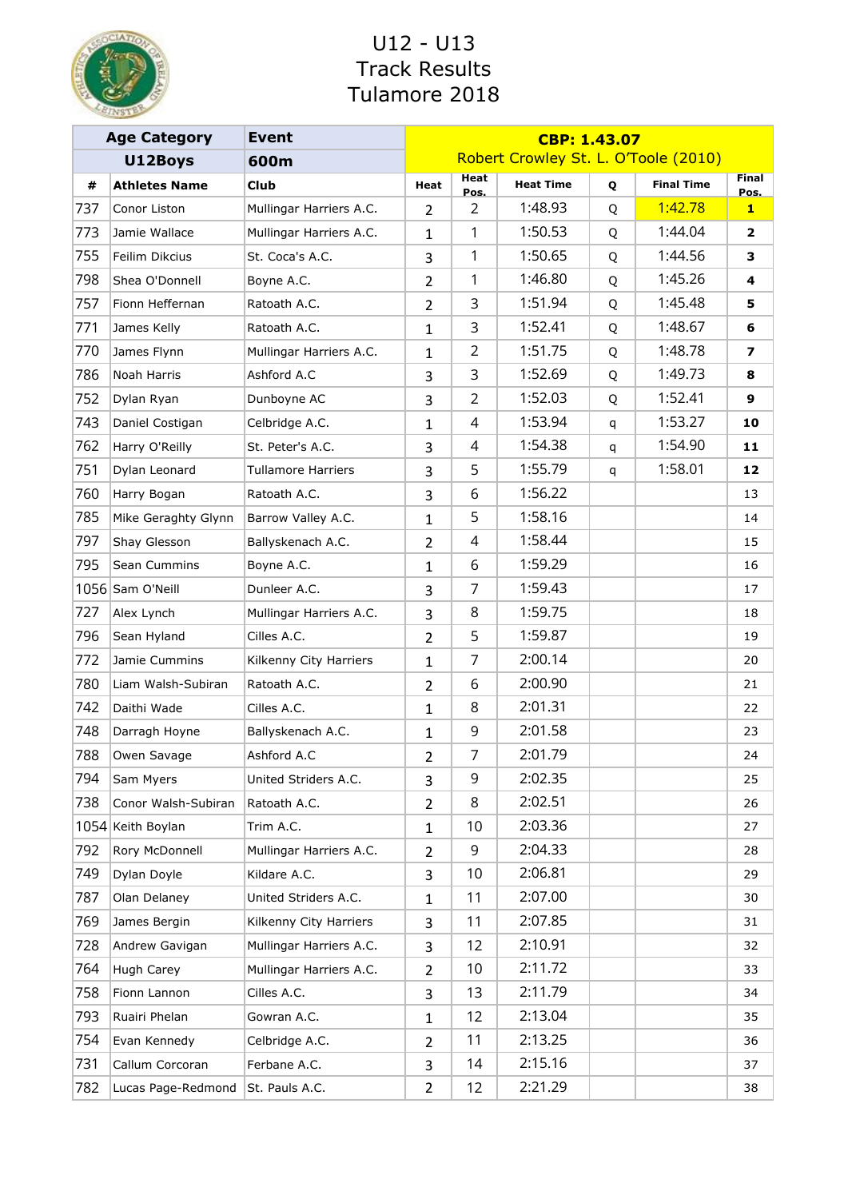# U12 - U13
# Track Results
# Tulamore 2018

| Age Category | | Event | CBP: 1.43.07 | | | | | |
|---|---|---|---|---|---|---|---|---|
| U12Boys | | 600m | Robert Crowley St. L. O'Toole (2010) | | | | | |
| # | Athletes Name | Club | Heat | Heat Pos. | Heat Time | Q | Final Time | Final Pos. |
| 737 | Conor Liston | Mullingar Harriers A.C. | 2 | 2 | 1:48.93 | Q | 1:42.78 | **1** |
| 773 | Jamie Wallace | Mullingar Harriers A.C. | 1 | 1 | 1:50.53 | Q | 1:44.04 | **2** |
| 755 | Feilim Dikcius | St. Coca's A.C. | 3 | 1 | 1:50.65 | Q | 1:44.56 | **3** |
| 798 | Shea O'Donnell | Boyne A.C. | 2 | 1 | 1:46.80 | Q | 1:45.26 | **4** |
| 757 | Fionn Heffernan | Ratoath A.C. | 2 | 3 | 1:51.94 | Q | 1:45.48 | **5** |
| 771 | James Kelly | Ratoath A.C. | 1 | 3 | 1:52.41 | Q | 1:48.67 | **6** |
| 770 | James Flynn | Mullingar Harriers A.C. | 1 | 2 | 1:51.75 | Q | 1:48.78 | **7** |
| 786 | Noah Harris | Ashford A.C | 3 | 3 | 1:52.69 | Q | 1:49.73 | **8** |
| 752 | Dylan Ryan | Dunboyne AC | 3 | 2 | 1:52.03 | Q | 1:52.41 | **9** |
| 743 | Daniel Costigan | Celbridge A.C. | 1 | 4 | 1:53.94 | q | 1:53.27 | **10** |
| 762 | Harry O'Reilly | St. Peter's A.C. | 3 | 4 | 1:54.38 | q | 1:54.90 | **11** |
| 751 | Dylan Leonard | Tullamore Harriers | 3 | 5 | 1:55.79 | q | 1:58.01 | **12** |
| 760 | Harry Bogan | Ratoath A.C. | 3 | 6 | 1:56.22 | | | 13 |
| 785 | Mike Geraghty Glynn | Barrow Valley A.C. | 1 | 5 | 1:58.16 | | | 14 |
| 797 | Shay Glesson | Ballyskenach A.C. | 2 | 4 | 1:58.44 | | | 15 |
| 795 | Sean Cummins | Boyne A.C. | 1 | 6 | 1:59.29 | | | 16 |
| 1056 | Sam O'Neill | Dunleer A.C. | 3 | 7 | 1:59.43 | | | 17 |
| 727 | Alex Lynch | Mullingar Harriers A.C. | 3 | 8 | 1:59.75 | | | 18 |
| 796 | Sean Hyland | Cilles A.C. | 2 | 5 | 1:59.87 | | | 19 |
| 772 | Jamie Cummins | Kilkenny City Harriers | 1 | 7 | 2:00.14 | | | 20 |
| 780 | Liam Walsh-Subiran | Ratoath A.C. | 2 | 6 | 2:00.90 | | | 21 |
| 742 | Daithi Wade | Cilles A.C. | 1 | 8 | 2:01.31 | | | 22 |
| 748 | Darragh Hoyne | Ballyskenach A.C. | 1 | 9 | 2:01.58 | | | 23 |
| 788 | Owen Savage | Ashford A.C | 2 | 7 | 2:01.79 | | | 24 |
| 794 | Sam Myers | United Striders A.C. | 3 | 9 | 2:02.35 | | | 25 |
| 738 | Conor Walsh-Subiran | Ratoath A.C. | 2 | 8 | 2:02.51 | | | 26 |
| 1054 | Keith Boylan | Trim A.C. | 1 | 10 | 2:03.36 | | | 27 |
| 792 | Rory McDonnell | Mullingar Harriers A.C. | 2 | 9 | 2:04.33 | | | 28 |
| 749 | Dylan Doyle | Kildare A.C. | 3 | 10 | 2:06.81 | | | 29 |
| 787 | Olan Delaney | United Striders A.C. | 1 | 11 | 2:07.00 | | | 30 |
| 769 | James Bergin | Kilkenny City Harriers | 3 | 11 | 2:07.85 | | | 31 |
| 728 | Andrew Gavigan | Mullingar Harriers A.C. | 3 | 12 | 2:10.91 | | | 32 |
| 764 | Hugh Carey | Mullingar Harriers A.C. | 2 | 10 | 2:11.72 | | | 33 |
| 758 | Fionn Lannon | Cilles A.C. | 3 | 13 | 2:11.79 | | | 34 |
| 793 | Ruairi Phelan | Gowran A.C. | 1 | 12 | 2:13.04 | | | 35 |
| 754 | Evan Kennedy | Celbridge A.C. | 2 | 11 | 2:13.25 | | | 36 |
| 731 | Callum Corcoran | Ferbane A.C. | 3 | 14 | 2:15.16 | | | 37 |
| 782 | Lucas Page-Redmond | St. Pauls A.C. | 2 | 12 | 2:21.29 | | | 38 |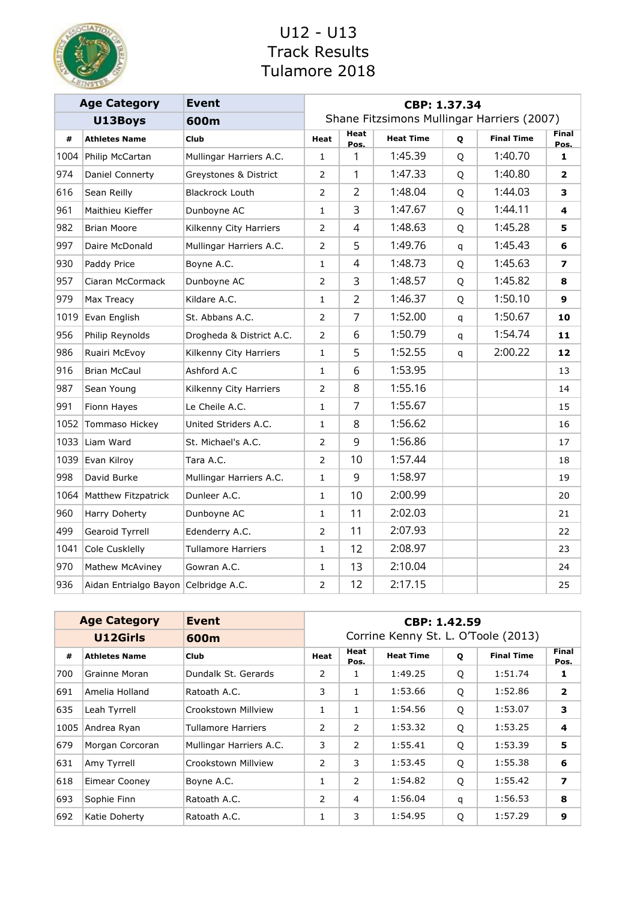# U12 - U13
# Track Results
# Tulamore 2018

| Age Category | Event | CBP: 1.37.34 | | | | | |
|---|---|---|---|---|---|---|---|
| U13Boys | 600m | Shane Fitzsimons Mullingar Harriers (2007) | | | | | |

| # | Athletes Name | Club | Heat | Heat Pos. | Heat Time | Q | Final Time | Final Pos. |
|---|---|---|---|---|---|---|---|---|
| 1004 | Philip McCartan | Mullingar Harriers A.C. | 1 | 1 | 1:45.39 | Q | 1:40.70 | **1** |
| 974 | Daniel Connerty | Greystones & District | 2 | 1 | 1:47.33 | Q | 1:40.80 | **2** |
| 616 | Sean Reilly | Blackrock Louth | 2 | 2 | 1:48.04 | Q | 1:44.03 | **3** |
| 961 | Maithieu Kieffer | Dunboyne AC | 1 | 3 | 1:47.67 | Q | 1:44.11 | **4** |
| 982 | Brian Moore | Kilkenny City Harriers | 2 | 4 | 1:48.63 | Q | 1:45.28 | **5** |
| 997 | Daire McDonald | Mullingar Harriers A.C. | 2 | 5 | 1:49.76 | q | 1:45.43 | **6** |
| 930 | Paddy Price | Boyne A.C. | 1 | 4 | 1:48.73 | Q | 1:45.63 | **7** |
| 957 | Ciaran McCormack | Dunboyne AC | 2 | 3 | 1:48.57 | Q | 1:45.82 | **8** |
| 979 | Max Treacy | Kildare A.C. | 1 | 2 | 1:46.37 | Q | 1:50.10 | **9** |
| 1019 | Evan English | St. Abbans A.C. | 2 | 7 | 1:52.00 | q | 1:50.67 | **10** |
| 956 | Philip Reynolds | Drogheda & District A.C. | 2 | 6 | 1:50.79 | q | 1:54.74 | **11** |
| 986 | Ruairi McEvoy | Kilkenny City Harriers | 1 | 5 | 1:52.55 | q | 2:00.22 | **12** |
| 916 | Brian McCaul | Ashford A.C | 1 | 6 | 1:53.95 | | | 13 |
| 987 | Sean Young | Kilkenny City Harriers | 2 | 8 | 1:55.16 | | | 14 |
| 991 | Fionn Hayes | Le Cheile A.C. | 1 | 7 | 1:55.67 | | | 15 |
| 1052 | Tommaso Hickey | United Striders A.C. | 1 | 8 | 1:56.62 | | | 16 |
| 1033 | Liam Ward | St. Michael's A.C. | 2 | 9 | 1:56.86 | | | 17 |
| 1039 | Evan Kilroy | Tara A.C. | 2 | 10 | 1:57.44 | | | 18 |
| 998 | David Burke | Mullingar Harriers A.C. | 1 | 9 | 1:58.97 | | | 19 |
| 1064 | Matthew Fitzpatrick | Dunleer A.C. | 1 | 10 | 2:00.99 | | | 20 |
| 960 | Harry Doherty | Dunboyne AC | 1 | 11 | 2:02.03 | | | 21 |
| 499 | Gearoid Tyrrell | Edenderry A.C. | 2 | 11 | 2:07.93 | | | 22 |
| 1041 | Cole Cusklelly | Tullamore Harriers | 1 | 12 | 2:08.97 | | | 23 |
| 970 | Mathew McAviney | Gowran A.C. | 1 | 13 | 2:10.04 | | | 24 |
| 936 | Aidan Entrialgo Bayon | Celbridge A.C. | 2 | 12 | 2:17.15 | | | 25 |

| Age Category | Event | CBP: 1.42.59 | | | | | |
|---|---|---|---|---|---|---|---|
| U12Girls | 600m | Corrine Kenny St. L. O'Toole (2013) | | | | | |

| # | Athletes Name | Club | Heat | Heat Pos. | Heat Time | Q | Final Time | Final Pos. |
|---|---|---|---|---|---|---|---|---|
| 700 | Grainne Moran | Dundalk St. Gerards | 2 | 1 | 1:49.25 | Q | 1:51.74 | **1** |
| 691 | Amelia Holland | Ratoath A.C. | 3 | 1 | 1:53.66 | Q | 1:52.86 | **2** |
| 635 | Leah Tyrrell | Crookstown Millview | 1 | 1 | 1:54.56 | Q | 1:53.07 | **3** |
| 1005 | Andrea Ryan | Tullamore Harriers | 2 | 2 | 1:53.32 | Q | 1:53.25 | **4** |
| 679 | Morgan Corcoran | Mullingar Harriers A.C. | 3 | 2 | 1:55.41 | Q | 1:53.39 | **5** |
| 631 | Amy Tyrrell | Crookstown Millview | 2 | 3 | 1:53.45 | Q | 1:55.38 | **6** |
| 618 | Eimear Cooney | Boyne A.C. | 1 | 2 | 1:54.82 | Q | 1:55.42 | **7** |
| 693 | Sophie Finn | Ratoath A.C. | 2 | 4 | 1:56.04 | q | 1:56.53 | **8** |
| 692 | Katie Doherty | Ratoath A.C. | 1 | 3 | 1:54.95 | Q | 1:57.29 | **9** |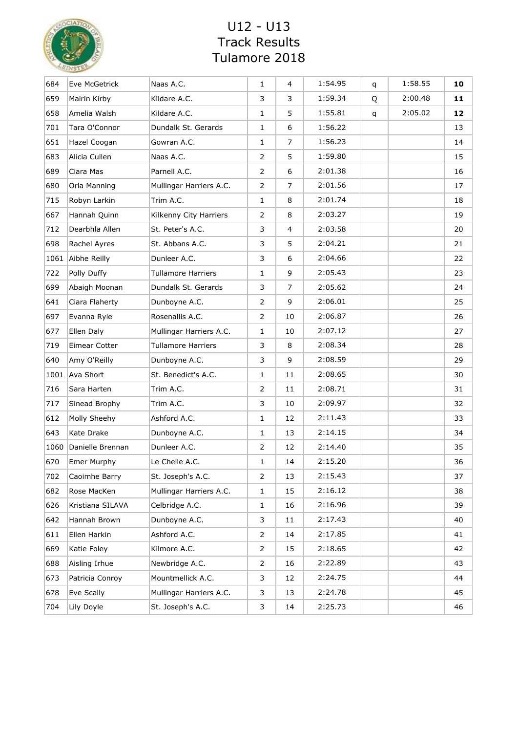# U12 - U13
# Track Results
# Tulamore 2018

| | | | | | | | | |
|---|---|---|---|---|---|---|---|---|
| 684 | Eve McGetrick | Naas A.C. | 1 | 4 | 1:54.95 | q | 1:58.55 | **10** |
| 659 | Mairin Kirby | Kildare A.C. | 3 | 3 | 1:59.34 | Q | 2:00.48 | **11** |
| 658 | Amelia Walsh | Kildare A.C. | 1 | 5 | 1:55.81 | q | 2:05.02 | **12** |
| 701 | Tara O'Connor | Dundalk St. Gerards | 1 | 6 | 1:56.22 | | | 13 |
| 651 | Hazel Coogan | Gowran A.C. | 1 | 7 | 1:56.23 | | | 14 |
| 683 | Alicia Cullen | Naas A.C. | 2 | 5 | 1:59.80 | | | 15 |
| 689 | Ciara Mas | Parnell A.C. | 2 | 6 | 2:01.38 | | | 16 |
| 680 | Orla Manning | Mullingar Harriers A.C. | 2 | 7 | 2:01.56 | | | 17 |
| 715 | Robyn Larkin | Trim A.C. | 1 | 8 | 2:01.74 | | | 18 |
| 667 | Hannah Quinn | Kilkenny City Harriers | 2 | 8 | 2:03.27 | | | 19 |
| 712 | Dearbhla Allen | St. Peter's A.C. | 3 | 4 | 2:03.58 | | | 20 |
| 698 | Rachel Ayres | St. Abbans A.C. | 3 | 5 | 2:04.21 | | | 21 |
| 1061 | Aibhe Reilly | Dunleer A.C. | 3 | 6 | 2:04.66 | | | 22 |
| 722 | Polly Duffy | Tullamore Harriers | 1 | 9 | 2:05.43 | | | 23 |
| 699 | Abaigh Moonan | Dundalk St. Gerards | 3 | 7 | 2:05.62 | | | 24 |
| 641 | Ciara Flaherty | Dunboyne A.C. | 2 | 9 | 2:06.01 | | | 25 |
| 697 | Evanna Ryle | Rosenallis A.C. | 2 | 10 | 2:06.87 | | | 26 |
| 677 | Ellen Daly | Mullingar Harriers A.C. | 1 | 10 | 2:07.12 | | | 27 |
| 719 | Eimear Cotter | Tullamore Harriers | 3 | 8 | 2:08.34 | | | 28 |
| 640 | Amy O'Reilly | Dunboyne A.C. | 3 | 9 | 2:08.59 | | | 29 |
| 1001 | Ava Short | St. Benedict's A.C. | 1 | 11 | 2:08.65 | | | 30 |
| 716 | Sara Harten | Trim A.C. | 2 | 11 | 2:08.71 | | | 31 |
| 717 | Sinead Brophy | Trim A.C. | 3 | 10 | 2:09.97 | | | 32 |
| 612 | Molly Sheehy | Ashford A.C. | 1 | 12 | 2:11.43 | | | 33 |
| 643 | Kate Drake | Dunboyne A.C. | 1 | 13 | 2:14.15 | | | 34 |
| 1060 | Danielle Brennan | Dunleer A.C. | 2 | 12 | 2:14.40 | | | 35 |
| 670 | Emer Murphy | Le Cheile A.C. | 1 | 14 | 2:15.20 | | | 36 |
| 702 | Caoimhe Barry | St. Joseph's A.C. | 2 | 13 | 2:15.43 | | | 37 |
| 682 | Rose MacKen | Mullingar Harriers A.C. | 1 | 15 | 2:16.12 | | | 38 |
| 626 | Kristiana SILAVA | Celbridge A.C. | 1 | 16 | 2:16.96 | | | 39 |
| 642 | Hannah Brown | Dunboyne A.C. | 3 | 11 | 2:17.43 | | | 40 |
| 611 | Ellen Harkin | Ashford A.C. | 2 | 14 | 2:17.85 | | | 41 |
| 669 | Katie Foley | Kilmore A.C. | 2 | 15 | 2:18.65 | | | 42 |
| 688 | Aisling Irhue | Newbridge A.C. | 2 | 16 | 2:22.89 | | | 43 |
| 673 | Patricia Conroy | Mountmellick A.C. | 3 | 12 | 2:24.75 | | | 44 |
| 678 | Eve Scally | Mullingar Harriers A.C. | 3 | 13 | 2:24.78 | | | 45 |
| 704 | Lily Doyle | St. Joseph's A.C. | 3 | 14 | 2:25.73 | | | 46 |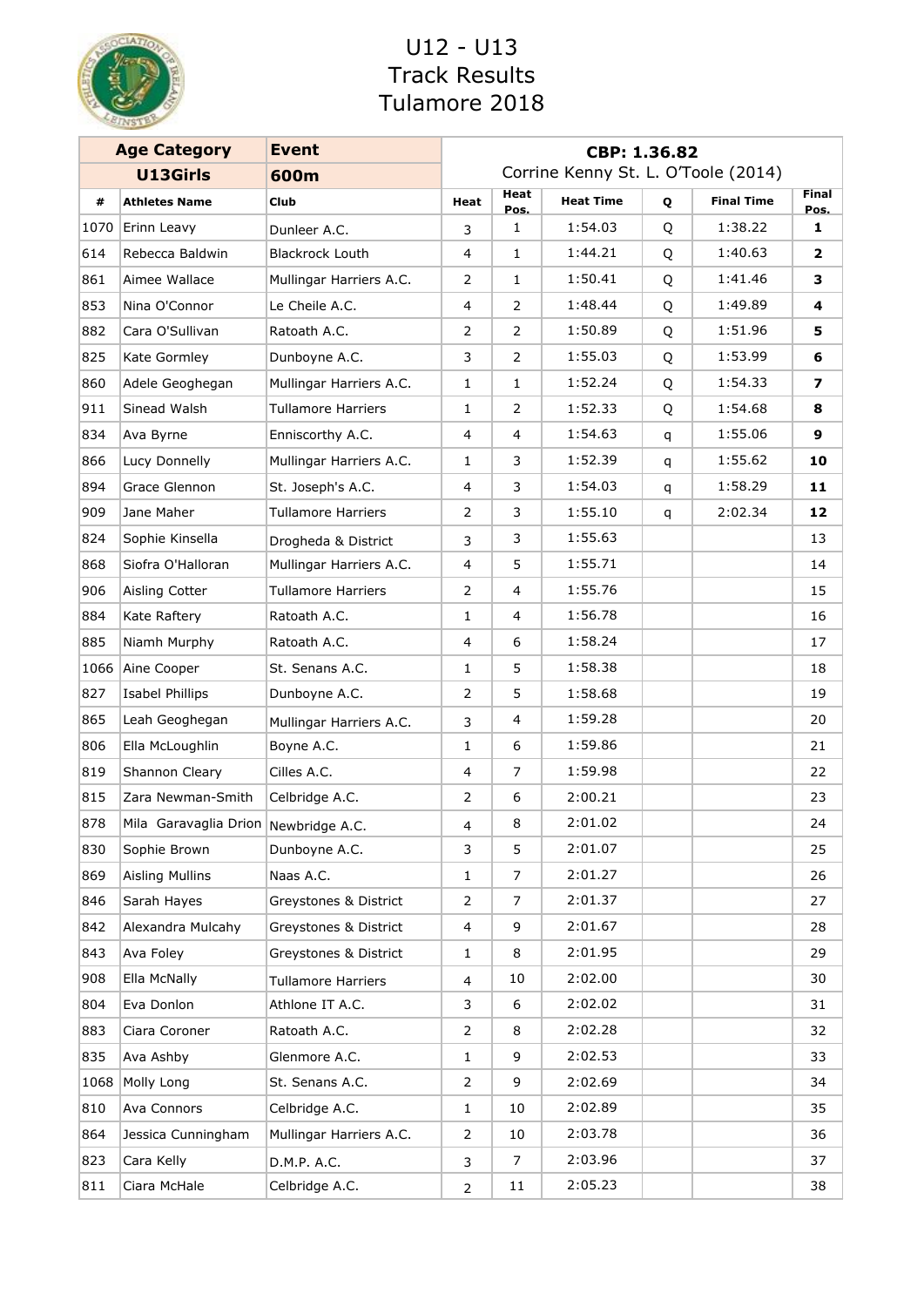# U12 - U13
# Track Results
# Tulamore 2018

| Age Category | | Event | CBP: 1.36.82 | | | | | |
|---|---|---|---|---|---|---|---|---|
| U13Girls | | 600m | Corrine Kenny St. L. O'Toole (2014) | | | | | |
| # | Athletes Name | Club | Heat | Heat Pos. | Heat Time | Q | Final Time | Final Pos. |
| 1070 | Erinn Leavy | Dunleer A.C. | 3 | 1 | 1:54.03 | Q | 1:38.22 | **1** |
| 614 | Rebecca Baldwin | Blackrock Louth | 4 | 1 | 1:44.21 | Q | 1:40.63 | **2** |
| 861 | Aimee Wallace | Mullingar Harriers A.C. | 2 | 1 | 1:50.41 | Q | 1:41.46 | **3** |
| 853 | Nina O'Connor | Le Cheile A.C. | 4 | 2 | 1:48.44 | Q | 1:49.89 | **4** |
| 882 | Cara O'Sullivan | Ratoath A.C. | 2 | 2 | 1:50.89 | Q | 1:51.96 | **5** |
| 825 | Kate Gormley | Dunboyne A.C. | 3 | 2 | 1:55.03 | Q | 1:53.99 | **6** |
| 860 | Adele Geoghegan | Mullingar Harriers A.C. | 1 | 1 | 1:52.24 | Q | 1:54.33 | **7** |
| 911 | Sinead Walsh | Tullamore Harriers | 1 | 2 | 1:52.33 | Q | 1:54.68 | **8** |
| 834 | Ava Byrne | Enniscorthy A.C. | 4 | 4 | 1:54.63 | q | 1:55.06 | **9** |
| 866 | Lucy Donnelly | Mullingar Harriers A.C. | 1 | 3 | 1:52.39 | q | 1:55.62 | **10** |
| 894 | Grace Glennon | St. Joseph's A.C. | 4 | 3 | 1:54.03 | q | 1:58.29 | **11** |
| 909 | Jane Maher | Tullamore Harriers | 2 | 3 | 1:55.10 | q | 2:02.34 | **12** |
| 824 | Sophie Kinsella | Drogheda & District | 3 | 3 | 1:55.63 | | | 13 |
| 868 | Siofra O'Halloran | Mullingar Harriers A.C. | 4 | 5 | 1:55.71 | | | 14 |
| 906 | Aisling Cotter | Tullamore Harriers | 2 | 4 | 1:55.76 | | | 15 |
| 884 | Kate Raftery | Ratoath A.C. | 1 | 4 | 1:56.78 | | | 16 |
| 885 | Niamh Murphy | Ratoath A.C. | 4 | 6 | 1:58.24 | | | 17 |
| 1066 | Aine Cooper | St. Senans A.C. | 1 | 5 | 1:58.38 | | | 18 |
| 827 | Isabel Phillips | Dunboyne A.C. | 2 | 5 | 1:58.68 | | | 19 |
| 865 | Leah Geoghegan | Mullingar Harriers A.C. | 3 | 4 | 1:59.28 | | | 20 |
| 806 | Ella McLoughlin | Boyne A.C. | 1 | 6 | 1:59.86 | | | 21 |
| 819 | Shannon Cleary | Cilles A.C. | 4 | 7 | 1:59.98 | | | 22 |
| 815 | Zara Newman-Smith | Celbridge A.C. | 2 | 6 | 2:00.21 | | | 23 |
| 878 | Mila Garavaglia Drion | Newbridge A.C. | 4 | 8 | 2:01.02 | | | 24 |
| 830 | Sophie Brown | Dunboyne A.C. | 3 | 5 | 2:01.07 | | | 25 |
| 869 | Aisling Mullins | Naas A.C. | 1 | 7 | 2:01.27 | | | 26 |
| 846 | Sarah Hayes | Greystones & District | 2 | 7 | 2:01.37 | | | 27 |
| 842 | Alexandra Mulcahy | Greystones & District | 4 | 9 | 2:01.67 | | | 28 |
| 843 | Ava Foley | Greystones & District | 1 | 8 | 2:01.95 | | | 29 |
| 908 | Ella McNally | Tullamore Harriers | 4 | 10 | 2:02.00 | | | 30 |
| 804 | Eva Donlon | Athlone IT A.C. | 3 | 6 | 2:02.02 | | | 31 |
| 883 | Ciara Coroner | Ratoath A.C. | 2 | 8 | 2:02.28 | | | 32 |
| 835 | Ava Ashby | Glenmore A.C. | 1 | 9 | 2:02.53 | | | 33 |
| 1068 | Molly Long | St. Senans A.C. | 2 | 9 | 2:02.69 | | | 34 |
| 810 | Ava Connors | Celbridge A.C. | 1 | 10 | 2:02.89 | | | 35 |
| 864 | Jessica Cunningham | Mullingar Harriers A.C. | 2 | 10 | 2:03.78 | | | 36 |
| 823 | Cara Kelly | D.M.P. A.C. | 3 | 7 | 2:03.96 | | | 37 |
| 811 | Ciara McHale | Celbridge A.C. | 2 | 11 | 2:05.23 | | | 38 |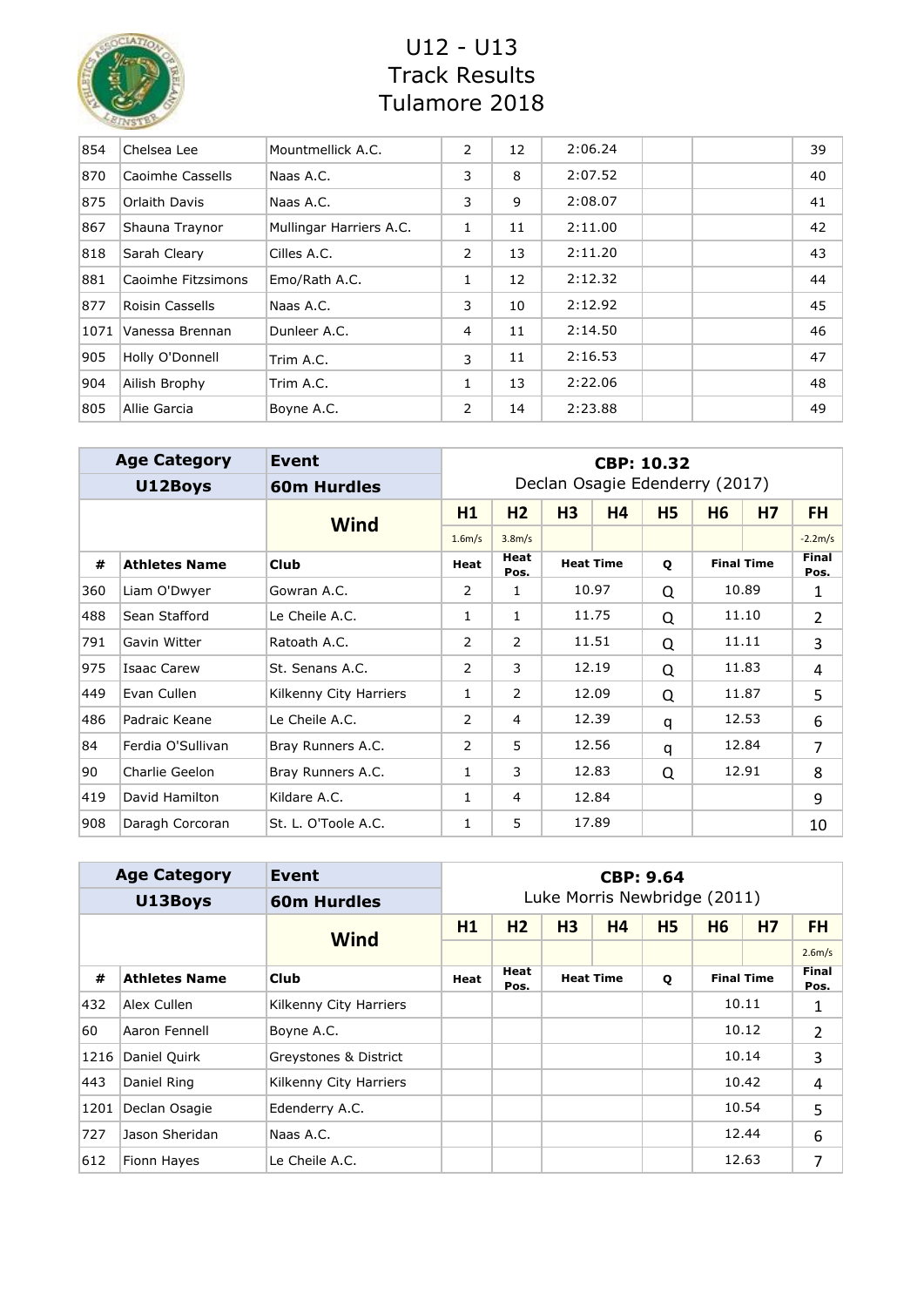# U12 - U13 Track Results Tulamore 2018

| # | Athletes Name | Club | Heat | Heat Pos. | Heat Time | Q | Final Time | Final Pos. |
|---|---|---|---|---|---|---|---|---|
| 854 | Chelsea Lee | Mountmellick A.C. | 2 | 12 | 2:06.24 | | | 39 |
| 870 | Caoimhe Cassells | Naas A.C. | 3 | 8 | 2:07.52 | | | 40 |
| 875 | Orlaith Davis | Naas A.C. | 3 | 9 | 2:08.07 | | | 41 |
| 867 | Shauna Traynor | Mullingar Harriers A.C. | 1 | 11 | 2:11.00 | | | 42 |
| 818 | Sarah Cleary | Cilles A.C. | 2 | 13 | 2:11.20 | | | 43 |
| 881 | Caoimhe Fitzsimons | Emo/Rath A.C. | 1 | 12 | 2:12.32 | | | 44 |
| 877 | Roisin Cassells | Naas A.C. | 3 | 10 | 2:12.92 | | | 45 |
| 1071 | Vanessa Brennan | Dunleer A.C. | 4 | 11 | 2:14.50 | | | 46 |
| 905 | Holly O'Donnell | Trim A.C. | 3 | 11 | 2:16.53 | | | 47 |
| 904 | Ailish Brophy | Trim A.C. | 1 | 13 | 2:22.06 | | | 48 |
| 805 | Allie Garcia | Boyne A.C. | 2 | 14 | 2:23.88 | | | 49 |

| Age Category | Event | CBP: 10.32 Declan Osagie Edenderry (2017) | | | | | | | |
|---|---|---|---|---|---|---|---|---|---|
| U12Boys | 60m Hurdles | | | | | | | | |
| | Wind | H1 | H2 | H3 | H4 | H5 | H6 | H7 | FH |
| | | 1.6m/s | 3.8m/s | | | | | | -2.2m/s |

| # | Athletes Name | Club | Heat | Heat Pos. | Heat Time | Q | Final Time | Final Pos. |
|---|---|---|---|---|---|---|---|---|
| 360 | Liam O'Dwyer | Gowran A.C. | 2 | 1 | 10.97 | Q | 10.89 | 1 |
| 488 | Sean Stafford | Le Cheile A.C. | 1 | 1 | 11.75 | Q | 11.10 | 2 |
| 791 | Gavin Witter | Ratoath A.C. | 2 | 2 | 11.51 | Q | 11.11 | 3 |
| 975 | Isaac Carew | St. Senans A.C. | 2 | 3 | 12.19 | Q | 11.83 | 4 |
| 449 | Evan Cullen | Kilkenny City Harriers | 1 | 2 | 12.09 | Q | 11.87 | 5 |
| 486 | Padraic Keane | Le Cheile A.C. | 2 | 4 | 12.39 | q | 12.53 | 6 |
| 84 | Ferdia O'Sullivan | Bray Runners A.C. | 2 | 5 | 12.56 | q | 12.84 | 7 |
| 90 | Charlie Geelon | Bray Runners A.C. | 1 | 3 | 12.83 | Q | 12.91 | 8 |
| 419 | David Hamilton | Kildare A.C. | 1 | 4 | 12.84 | | | 9 |
| 908 | Daragh Corcoran | St. L. O'Toole A.C. | 1 | 5 | 17.89 | | | 10 |

| Age Category | Event | CBP: 9.64 Luke Morris Newbridge (2011) | | | | | | | |
|---|---|---|---|---|---|---|---|---|---|
| U13Boys | 60m Hurdles | | | | | | | | |
| | Wind | H1 | H2 | H3 | H4 | H5 | H6 | H7 | FH |
| | | | | | | | | | 2.6m/s |

| # | Athletes Name | Club | Heat | Heat Pos. | Heat Time | Q | Final Time | Final Pos. |
|---|---|---|---|---|---|---|---|---|
| 432 | Alex Cullen | Kilkenny City Harriers | | | | | 10.11 | 1 |
| 60 | Aaron Fennell | Boyne A.C. | | | | | 10.12 | 2 |
| 1216 | Daniel Quirk | Greystones & District | | | | | 10.14 | 3 |
| 443 | Daniel Ring | Kilkenny City Harriers | | | | | 10.42 | 4 |
| 1201 | Declan Osagie | Edenderry A.C. | | | | | 10.54 | 5 |
| 727 | Jason Sheridan | Naas A.C. | | | | | 12.44 | 6 |
| 612 | Fionn Hayes | Le Cheile A.C. | | | | | 12.63 | 7 |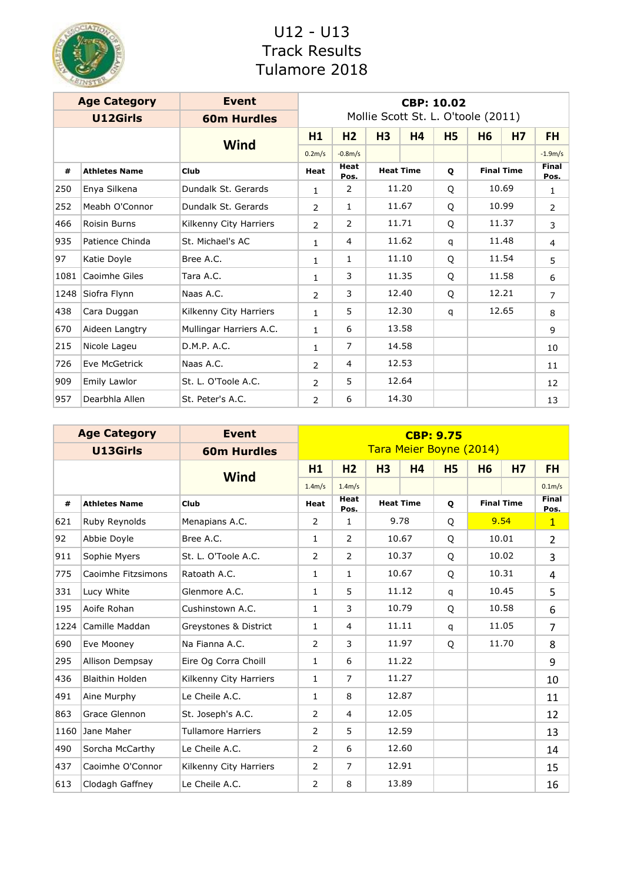# U12 - U13
# Track Results
# Tulamore 2018

| Age Category | Event | CBP: 10.02 | | | | | | | | |
|---|---|---|---|---|---|---|---|---|---|---|
| U12Girls | 60m Hurdles | Mollie Scott St. L. O'toole (2011) | | | | | | | | |
| | Wind | H1 | H2 | H3 | H4 | H5 | H6 | H7 | FH |
| | | 0.2m/s | -0.8m/s | | | | | | -1.9m/s |

| # | Athletes Name | Club | Heat | Heat Pos. | Heat Time | Q | Final Time | Final Pos. |
|---|---|---|---|---|---|---|---|---|
| 250 | Enya Silkena | Dundalk St. Gerards | 1 | 2 | 11.20 | Q | 10.69 | 1 |
| 252 | Meabh O'Connor | Dundalk St. Gerards | 2 | 1 | 11.67 | Q | 10.99 | 2 |
| 466 | Roisin Burns | Kilkenny City Harriers | 2 | 2 | 11.71 | Q | 11.37 | 3 |
| 935 | Patience Chinda | St. Michael's AC | 1 | 4 | 11.62 | q | 11.48 | 4 |
| 97 | Katie Doyle | Bree A.C. | 1 | 1 | 11.10 | Q | 11.54 | 5 |
| 1081 | Caoimhe Giles | Tara A.C. | 1 | 3 | 11.35 | Q | 11.58 | 6 |
| 1248 | Siofra Flynn | Naas A.C. | 2 | 3 | 12.40 | Q | 12.21 | 7 |
| 438 | Cara Duggan | Kilkenny City Harriers | 1 | 5 | 12.30 | q | 12.65 | 8 |
| 670 | Aideen Langtry | Mullingar Harriers A.C. | 1 | 6 | 13.58 | | | 9 |
| 215 | Nicole Lageu | D.M.P. A.C. | 1 | 7 | 14.58 | | | 10 |
| 726 | Eve McGetrick | Naas A.C. | 2 | 4 | 12.53 | | | 11 |
| 909 | Emily Lawlor | St. L. O'Toole A.C. | 2 | 5 | 12.64 | | | 12 |
| 957 | Dearbhla Allen | St. Peter's A.C. | 2 | 6 | 14.30 | | | 13 |

| Age Category | Event | CBP: 9.75 | | | | | | | | |
|---|---|---|---|---|---|---|---|---|---|---|
| U13Girls | 60m Hurdles | Tara Meier Boyne (2014) | | | | | | | | |
| | Wind | H1 | H2 | H3 | H4 | H5 | H6 | H7 | FH |
| | | 1.4m/s | 1.4m/s | | | | | | 0.1m/s |

| # | Athletes Name | Club | Heat | Heat Pos. | Heat Time | Q | Final Time | Final Pos. |
|---|---|---|---|---|---|---|---|---|
| 621 | Ruby Reynolds | Menapians A.C. | 2 | 1 | 9.78 | Q | 9.54 | 1 |
| 92 | Abbie Doyle | Bree A.C. | 1 | 2 | 10.67 | Q | 10.01 | 2 |
| 911 | Sophie Myers | St. L. O'Toole A.C. | 2 | 2 | 10.37 | Q | 10.02 | 3 |
| 775 | Caoimhe Fitzsimons | Ratoath A.C. | 1 | 1 | 10.67 | Q | 10.31 | 4 |
| 331 | Lucy White | Glenmore A.C. | 1 | 5 | 11.12 | q | 10.45 | 5 |
| 195 | Aoife Rohan | Cushinstown A.C. | 1 | 3 | 10.79 | Q | 10.58 | 6 |
| 1224 | Camille Maddan | Greystones & District | 1 | 4 | 11.11 | q | 11.05 | 7 |
| 690 | Eve Mooney | Na Fianna A.C. | 2 | 3 | 11.97 | Q | 11.70 | 8 |
| 295 | Allison Dempsay | Eire Og Corra Choill | 1 | 6 | 11.22 | | | 9 |
| 436 | Blaithin Holden | Kilkenny City Harriers | 1 | 7 | 11.27 | | | 10 |
| 491 | Aine Murphy | Le Cheile A.C. | 1 | 8 | 12.87 | | | 11 |
| 863 | Grace Glennon | St. Joseph's A.C. | 2 | 4 | 12.05 | | | 12 |
| 1160 | Jane Maher | Tullamore Harriers | 2 | 5 | 12.59 | | | 13 |
| 490 | Sorcha McCarthy | Le Cheile A.C. | 2 | 6 | 12.60 | | | 14 |
| 437 | Caoimhe O'Connor | Kilkenny City Harriers | 2 | 7 | 12.91 | | | 15 |
| 613 | Clodagh Gaffney | Le Cheile A.C. | 2 | 8 | 13.89 | | | 16 |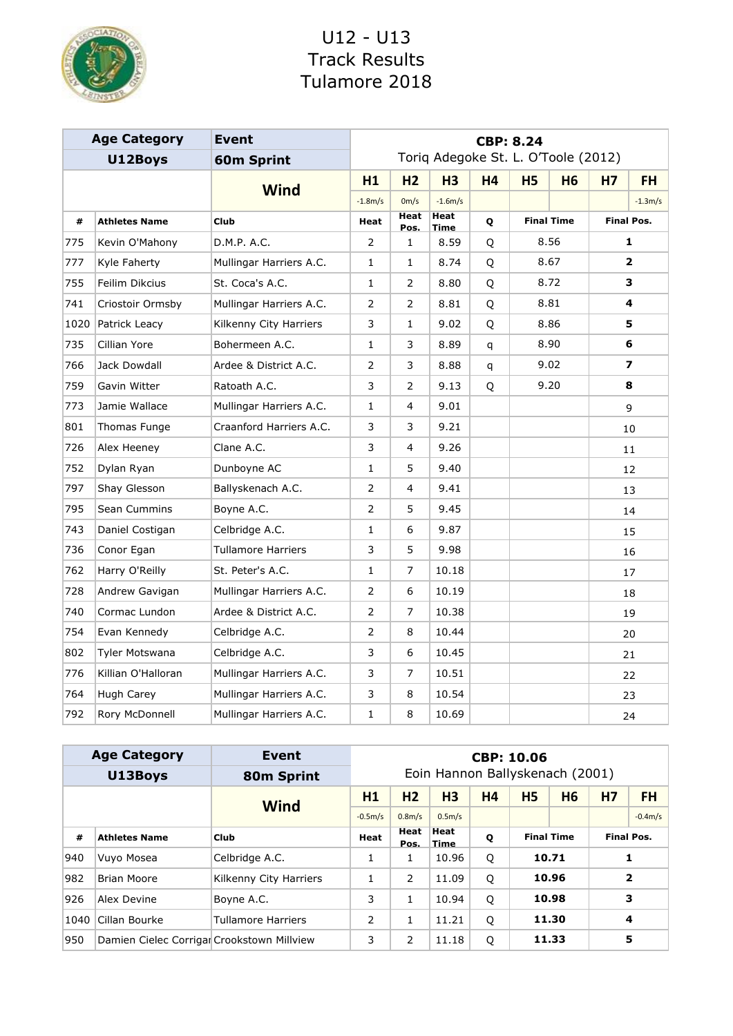# U12 - U13
# Track Results
# Tulamore 2018

| Age Category | Event | CBP: 8.24 | | | | | | | |
|---|---|---|---|---|---|---|---|---|---|
| U12Boys | 60m Sprint | Toriq Adegoke St. L. O'Toole (2012) | | | | | | | |
| | Wind | H1 | H2 | H3 | H4 | H5 | H6 | H7 | FH |
| | | -1.8m/s | 0m/s | -1.6m/s | | | | | -1.3m/s |

| # | Athletes Name | Club | Heat | Heat Pos. | Heat Time | Q | Final Time | Final Pos. |
|---|---|---|---|---|---|---|---|---|
| 775 | Kevin O'Mahony | D.M.P. A.C. | 2 | 1 | 8.59 | Q | 8.56 | 1 |
| 777 | Kyle Faherty | Mullingar Harriers A.C. | 1 | 1 | 8.74 | Q | 8.67 | 2 |
| 755 | Feilim Dikcius | St. Coca's A.C. | 1 | 2 | 8.80 | Q | 8.72 | 3 |
| 741 | Criostoir Ormsby | Mullingar Harriers A.C. | 2 | 2 | 8.81 | Q | 8.81 | 4 |
| 1020 | Patrick Leacy | Kilkenny City Harriers | 3 | 1 | 9.02 | Q | 8.86 | 5 |
| 735 | Cillian Yore | Bohermeen A.C. | 1 | 3 | 8.89 | q | 8.90 | 6 |
| 766 | Jack Dowdall | Ardee & District A.C. | 2 | 3 | 8.88 | q | 9.02 | 7 |
| 759 | Gavin Witter | Ratoath A.C. | 3 | 2 | 9.13 | Q | 9.20 | 8 |
| 773 | Jamie Wallace | Mullingar Harriers A.C. | 1 | 4 | 9.01 | | | 9 |
| 801 | Thomas Funge | Craanford Harriers A.C. | 3 | 3 | 9.21 | | | 10 |
| 726 | Alex Heeney | Clane A.C. | 3 | 4 | 9.26 | | | 11 |
| 752 | Dylan Ryan | Dunboyne AC | 1 | 5 | 9.40 | | | 12 |
| 797 | Shay Glesson | Ballyskenach A.C. | 2 | 4 | 9.41 | | | 13 |
| 795 | Sean Cummins | Boyne A.C. | 2 | 5 | 9.45 | | | 14 |
| 743 | Daniel Costigan | Celbridge A.C. | 1 | 6 | 9.87 | | | 15 |
| 736 | Conor Egan | Tullamore Harriers | 3 | 5 | 9.98 | | | 16 |
| 762 | Harry O'Reilly | St. Peter's A.C. | 1 | 7 | 10.18 | | | 17 |
| 728 | Andrew Gavigan | Mullingar Harriers A.C. | 2 | 6 | 10.19 | | | 18 |
| 740 | Cormac Lundon | Ardee & District A.C. | 2 | 7 | 10.38 | | | 19 |
| 754 | Evan Kennedy | Celbridge A.C. | 2 | 8 | 10.44 | | | 20 |
| 802 | Tyler Motswana | Celbridge A.C. | 3 | 6 | 10.45 | | | 21 |
| 776 | Killian O'Halloran | Mullingar Harriers A.C. | 3 | 7 | 10.51 | | | 22 |
| 764 | Hugh Carey | Mullingar Harriers A.C. | 3 | 8 | 10.54 | | | 23 |
| 792 | Rory McDonnell | Mullingar Harriers A.C. | 1 | 8 | 10.69 | | | 24 |

| Age Category | Event | CBP: 10.06 | | | | | | | |
|---|---|---|---|---|---|---|---|---|---|
| U13Boys | 80m Sprint | Eoin Hannon Ballyskenach (2001) | | | | | | | |
| | Wind | H1 | H2 | H3 | H4 | H5 | H6 | H7 | FH |
| | | -0.5m/s | 0.8m/s | 0.5m/s | | | | | -0.4m/s |

| # | Athletes Name | Club | Heat | Heat Pos. | Heat Time | Q | Final Time | Final Pos. |
|---|---|---|---|---|---|---|---|---|
| 940 | Vuyo Mosea | Celbridge A.C. | 1 | 1 | 10.96 | Q | **10.71** | 1 |
| 982 | Brian Moore | Kilkenny City Harriers | 1 | 2 | 11.09 | Q | **10.96** | 2 |
| 926 | Alex Devine | Boyne A.C. | 3 | 1 | 10.94 | Q | **10.98** | 3 |
| 1040 | Cillan Bourke | Tullamore Harriers | 2 | 1 | 11.21 | Q | **11.30** | 4 |
| 950 | Damien Cielec Corrigan | Crookstown Millview | 3 | 2 | 11.18 | Q | **11.33** | 5 |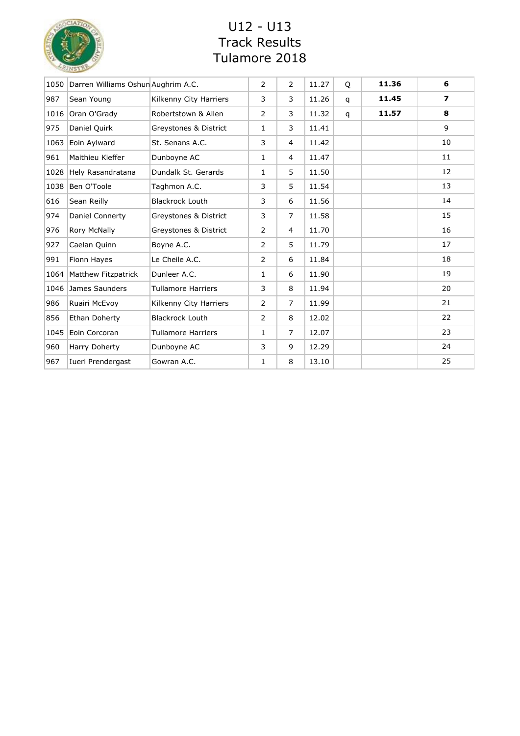# U12 - U13
# Track Results
# Tulamore 2018

| | | | | | | | | |
|---|---|---|---|---|---|---|---|---|
| 1050 | Darren Williams Oshun | Aughrim A.C. | 2 | 2 | 11.27 | Q | **11.36** | **6** |
| 987 | Sean Young | Kilkenny City Harriers | 3 | 3 | 11.26 | q | **11.45** | **7** |
| 1016 | Oran O'Grady | Robertstown & Allen | 2 | 3 | 11.32 | q | **11.57** | **8** |
| 975 | Daniel Quirk | Greystones & District | 1 | 3 | 11.41 | | | 9 |
| 1063 | Eoin Aylward | St. Senans A.C. | 3 | 4 | 11.42 | | | 10 |
| 961 | Maithieu Kieffer | Dunboyne AC | 1 | 4 | 11.47 | | | 11 |
| 1028 | Hely Rasandratana | Dundalk St. Gerards | 1 | 5 | 11.50 | | | 12 |
| 1038 | Ben O'Toole | Taghmon A.C. | 3 | 5 | 11.54 | | | 13 |
| 616 | Sean Reilly | Blackrock Louth | 3 | 6 | 11.56 | | | 14 |
| 974 | Daniel Connerty | Greystones & District | 3 | 7 | 11.58 | | | 15 |
| 976 | Rory McNally | Greystones & District | 2 | 4 | 11.70 | | | 16 |
| 927 | Caelan Quinn | Boyne A.C. | 2 | 5 | 11.79 | | | 17 |
| 991 | Fionn Hayes | Le Cheile A.C. | 2 | 6 | 11.84 | | | 18 |
| 1064 | Matthew Fitzpatrick | Dunleer A.C. | 1 | 6 | 11.90 | | | 19 |
| 1046 | James Saunders | Tullamore Harriers | 3 | 8 | 11.94 | | | 20 |
| 986 | Ruairi McEvoy | Kilkenny City Harriers | 2 | 7 | 11.99 | | | 21 |
| 856 | Ethan Doherty | Blackrock Louth | 2 | 8 | 12.02 | | | 22 |
| 1045 | Eoin Corcoran | Tullamore Harriers | 1 | 7 | 12.07 | | | 23 |
| 960 | Harry Doherty | Dunboyne AC | 3 | 9 | 12.29 | | | 24 |
| 967 | Iueri Prendergast | Gowran A.C. | 1 | 8 | 13.10 | | | 25 |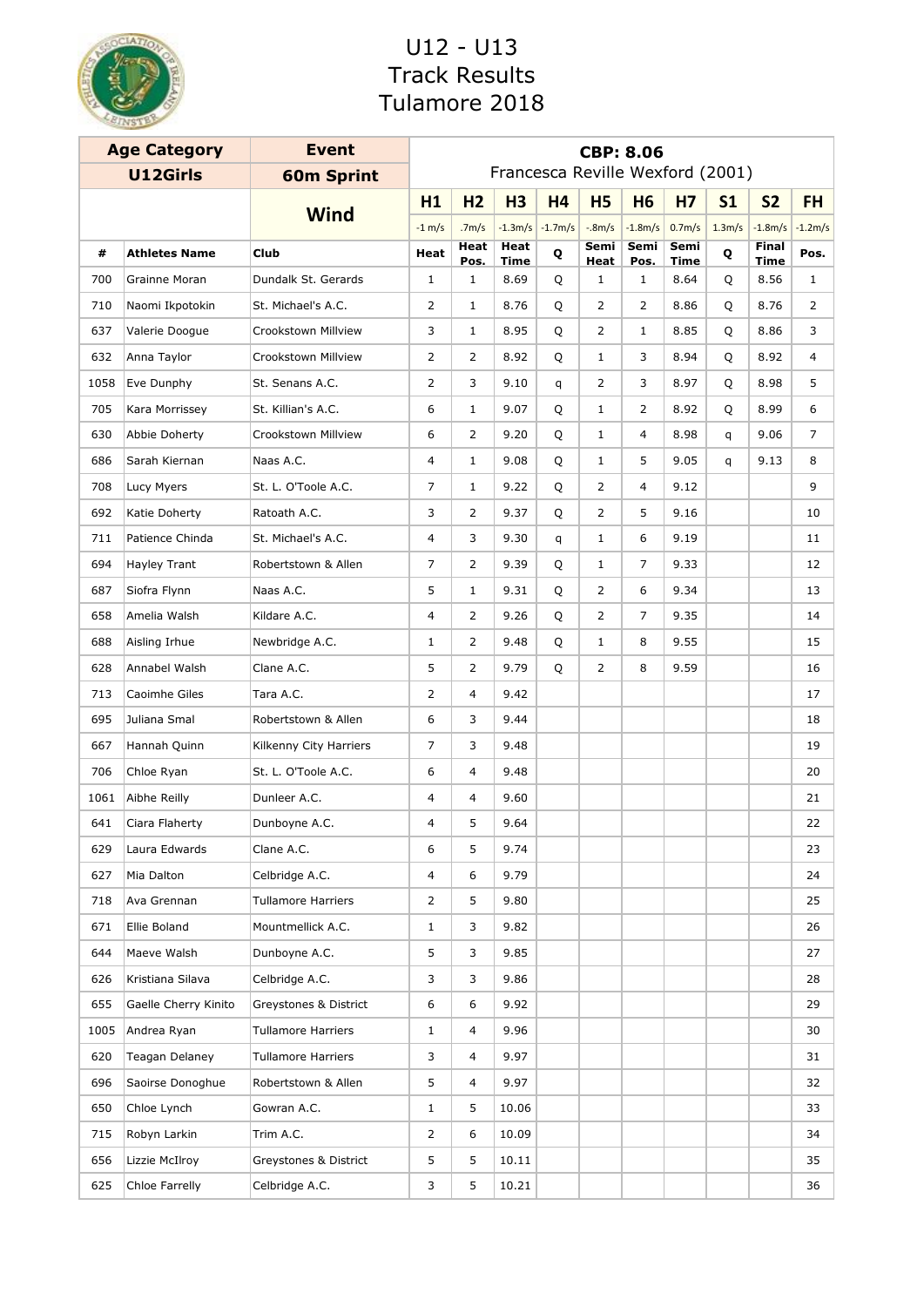# U12 - U13
# Track Results
# Tulamore 2018

| Age Category | | Event | CBP: 8.06 | | | | | | | | | | |
|---|---|---|---|---|---|---|---|---|---|---|---|---|---|
| U12Girls | | 60m Sprint | Francesca Reville Wexford (2001) | | | | | | | | | | |
| | | Wind | H1 | H2 | H3 | H4 | H5 | H6 | H7 | S1 | S2 | FH | |
| | | | -1 m/s | .7m/s | -1.3m/s | -1.7m/s | -.8m/s | -1.8m/s | 0.7m/s | 1.3m/s | -1.8m/s | -1.2m/s | |
| # | Athletes Name | Club | Heat | Heat Pos. | Heat Time | Q | Semi Heat | Semi Pos. | Semi Time | Q | Final Time | Pos. | |
| 700 | Grainne Moran | Dundalk St. Gerards | 1 | 1 | 8.69 | Q | 1 | 1 | 8.64 | Q | 8.56 | 1 | |
| 710 | Naomi Ikpotokin | St. Michael's A.C. | 2 | 1 | 8.76 | Q | 2 | 2 | 8.86 | Q | 8.76 | 2 | |
| 637 | Valerie Doogue | Crookstown Millview | 3 | 1 | 8.95 | Q | 2 | 1 | 8.85 | Q | 8.86 | 3 | |
| 632 | Anna Taylor | Crookstown Millview | 2 | 2 | 8.92 | Q | 1 | 3 | 8.94 | Q | 8.92 | 4 | |
| 1058 | Eve Dunphy | St. Senans A.C. | 2 | 3 | 9.10 | q | 2 | 3 | 8.97 | Q | 8.98 | 5 | |
| 705 | Kara Morrissey | St. Killian's A.C. | 6 | 1 | 9.07 | Q | 1 | 2 | 8.92 | Q | 8.99 | 6 | |
| 630 | Abbie Doherty | Crookstown Millview | 6 | 2 | 9.20 | Q | 1 | 4 | 8.98 | q | 9.06 | 7 | |
| 686 | Sarah Kiernan | Naas A.C. | 4 | 1 | 9.08 | Q | 1 | 5 | 9.05 | q | 9.13 | 8 | |
| 708 | Lucy Myers | St. L. O'Toole A.C. | 7 | 1 | 9.22 | Q | 2 | 4 | 9.12 | | | 9 | |
| 692 | Katie Doherty | Ratoath A.C. | 3 | 2 | 9.37 | Q | 2 | 5 | 9.16 | | | 10 | |
| 711 | Patience Chinda | St. Michael's A.C. | 4 | 3 | 9.30 | q | 1 | 6 | 9.19 | | | 11 | |
| 694 | Hayley Trant | Robertstown & Allen | 7 | 2 | 9.39 | Q | 1 | 7 | 9.33 | | | 12 | |
| 687 | Siofra Flynn | Naas A.C. | 5 | 1 | 9.31 | Q | 2 | 6 | 9.34 | | | 13 | |
| 658 | Amelia Walsh | Kildare A.C. | 4 | 2 | 9.26 | Q | 2 | 7 | 9.35 | | | 14 | |
| 688 | Aisling Irhue | Newbridge A.C. | 1 | 2 | 9.48 | Q | 1 | 8 | 9.55 | | | 15 | |
| 628 | Annabel Walsh | Clane A.C. | 5 | 2 | 9.79 | Q | 2 | 8 | 9.59 | | | 16 | |
| 713 | Caoimhe Giles | Tara A.C. | 2 | 4 | 9.42 | | | | | | | 17 | |
| 695 | Juliana Smal | Robertstown & Allen | 6 | 3 | 9.44 | | | | | | | 18 | |
| 667 | Hannah Quinn | Kilkenny City Harriers | 7 | 3 | 9.48 | | | | | | | 19 | |
| 706 | Chloe Ryan | St. L. O'Toole A.C. | 6 | 4 | 9.48 | | | | | | | 20 | |
| 1061 | Aibhe Reilly | Dunleer A.C. | 4 | 4 | 9.60 | | | | | | | 21 | |
| 641 | Ciara Flaherty | Dunboyne A.C. | 4 | 5 | 9.64 | | | | | | | 22 | |
| 629 | Laura Edwards | Clane A.C. | 6 | 5 | 9.74 | | | | | | | 23 | |
| 627 | Mia Dalton | Celbridge A.C. | 4 | 6 | 9.79 | | | | | | | 24 | |
| 718 | Ava Grennan | Tullamore Harriers | 2 | 5 | 9.80 | | | | | | | 25 | |
| 671 | Ellie Boland | Mountmellick A.C. | 1 | 3 | 9.82 | | | | | | | 26 | |
| 644 | Maeve Walsh | Dunboyne A.C. | 5 | 3 | 9.85 | | | | | | | 27 | |
| 626 | Kristiana Silava | Celbridge A.C. | 3 | 3 | 9.86 | | | | | | | 28 | |
| 655 | Gaelle Cherry Kinito | Greystones & District | 6 | 6 | 9.92 | | | | | | | 29 | |
| 1005 | Andrea Ryan | Tullamore Harriers | 1 | 4 | 9.96 | | | | | | | 30 | |
| 620 | Teagan Delaney | Tullamore Harriers | 3 | 4 | 9.97 | | | | | | | 31 | |
| 696 | Saoirse Donoghue | Robertstown & Allen | 5 | 4 | 9.97 | | | | | | | 32 | |
| 650 | Chloe Lynch | Gowran A.C. | 1 | 5 | 10.06 | | | | | | | 33 | |
| 715 | Robyn Larkin | Trim A.C. | 2 | 6 | 10.09 | | | | | | | 34 | |
| 656 | Lizzie McIlroy | Greystones & District | 5 | 5 | 10.11 | | | | | | | 35 | |
| 625 | Chloe Farrelly | Celbridge A.C. | 3 | 5 | 10.21 | | | | | | | 36 | |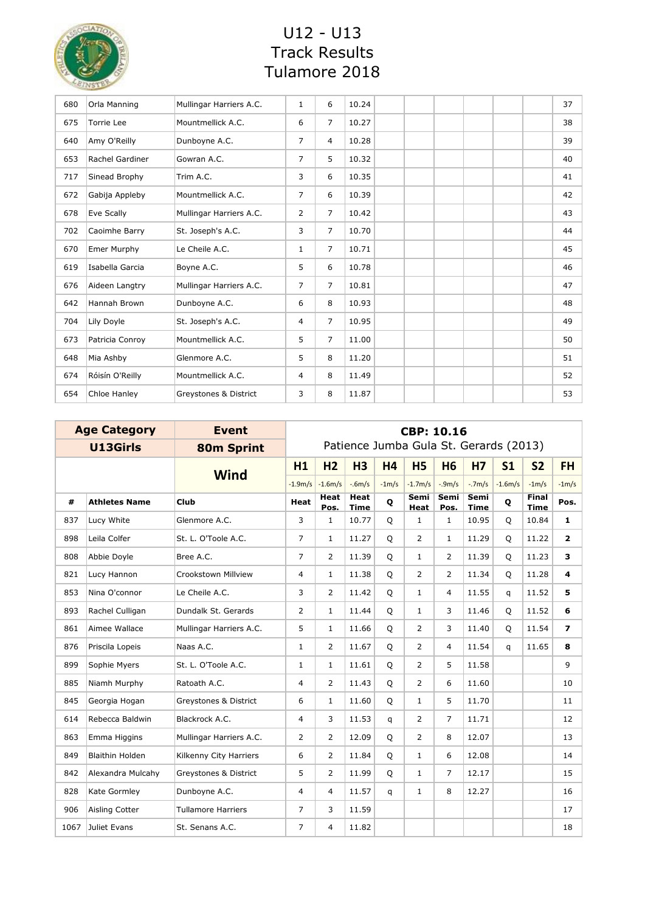# U12 - U13 Track Results Tulamore 2018

| | | | | | | | | | | | | |
|---|---|---|---|---|---|---|---|---|---|---|---|---|
| 680 | Orla Manning | Mullingar Harriers A.C. | 1 | 6 | 10.24 | | | | | | | 37 |
| 675 | Torrie Lee | Mountmellick A.C. | 6 | 7 | 10.27 | | | | | | | 38 |
| 640 | Amy O'Reilly | Dunboyne A.C. | 7 | 4 | 10.28 | | | | | | | 39 |
| 653 | Rachel Gardiner | Gowran A.C. | 7 | 5 | 10.32 | | | | | | | 40 |
| 717 | Sinead Brophy | Trim A.C. | 3 | 6 | 10.35 | | | | | | | 41 |
| 672 | Gabija Appleby | Mountmellick A.C. | 7 | 6 | 10.39 | | | | | | | 42 |
| 678 | Eve Scally | Mullingar Harriers A.C. | 2 | 7 | 10.42 | | | | | | | 43 |
| 702 | Caoimhe Barry | St. Joseph's A.C. | 3 | 7 | 10.70 | | | | | | | 44 |
| 670 | Emer Murphy | Le Cheile A.C. | 1 | 7 | 10.71 | | | | | | | 45 |
| 619 | Isabella Garcia | Boyne A.C. | 5 | 6 | 10.78 | | | | | | | 46 |
| 676 | Aideen Langtry | Mullingar Harriers A.C. | 7 | 7 | 10.81 | | | | | | | 47 |
| 642 | Hannah Brown | Dunboyne A.C. | 6 | 8 | 10.93 | | | | | | | 48 |
| 704 | Lily Doyle | St. Joseph's A.C. | 4 | 7 | 10.95 | | | | | | | 49 |
| 673 | Patricia Conroy | Mountmellick A.C. | 5 | 7 | 11.00 | | | | | | | 50 |
| 648 | Mia Ashby | Glenmore A.C. | 5 | 8 | 11.20 | | | | | | | 51 |
| 674 | Róisín O'Reilly | Mountmellick A.C. | 4 | 8 | 11.49 | | | | | | | 52 |
| 654 | Chloe Hanley | Greystones & District | 3 | 8 | 11.87 | | | | | | | 53 |

| Age Category | | Event | CBP: 10.16 Patience Jumba Gula St. Gerards (2013) | | | | | | | | | |
|---|---|---|---|---|---|---|---|---|---|---|---|---|
| U13Girls | | 80m Sprint | | | | | | | | | | |
| | | Wind | H1 | H2 | H3 | H4 | H5 | H6 | H7 | S1 | S2 | FH |
| | | | -1.9m/s | -1.6m/s | -.6m/s | -1m/s | -1.7m/s | -.9m/s | -.7m/s | -1.6m/s | -1m/s | -1m/s |
| **#** | **Athletes Name** | **Club** | **Heat** | **Heat Pos.** | **Heat Time** | **Q** | **Semi Heat** | **Semi Pos.** | **Semi Time** | **Q** | **Final Time** | **Pos.** |
| 837 | Lucy White | Glenmore A.C. | 3 | 1 | 10.77 | Q | 1 | 1 | 10.95 | Q | 10.84 | **1** |
| 898 | Leila Colfer | St. L. O'Toole A.C. | 7 | 1 | 11.27 | Q | 2 | 1 | 11.29 | Q | 11.22 | **2** |
| 808 | Abbie Doyle | Bree A.C. | 7 | 2 | 11.39 | Q | 1 | 2 | 11.39 | Q | 11.23 | **3** |
| 821 | Lucy Hannon | Crookstown Millview | 4 | 1 | 11.38 | Q | 2 | 2 | 11.34 | Q | 11.28 | **4** |
| 853 | Nina O'connor | Le Cheile A.C. | 3 | 2 | 11.42 | Q | 1 | 4 | 11.55 | q | 11.52 | **5** |
| 893 | Rachel Culligan | Dundalk St. Gerards | 2 | 1 | 11.44 | Q | 1 | 3 | 11.46 | Q | 11.52 | **6** |
| 861 | Aimee Wallace | Mullingar Harriers A.C. | 5 | 1 | 11.66 | Q | 2 | 3 | 11.40 | Q | 11.54 | **7** |
| 876 | Priscila Lopeis | Naas A.C. | 1 | 2 | 11.67 | Q | 2 | 4 | 11.54 | q | 11.65 | **8** |
| 899 | Sophie Myers | St. L. O'Toole A.C. | 1 | 1 | 11.61 | Q | 2 | 5 | 11.58 | | | 9 |
| 885 | Niamh Murphy | Ratoath A.C. | 4 | 2 | 11.43 | Q | 2 | 6 | 11.60 | | | 10 |
| 845 | Georgia Hogan | Greystones & District | 6 | 1 | 11.60 | Q | 1 | 5 | 11.70 | | | 11 |
| 614 | Rebecca Baldwin | Blackrock A.C. | 4 | 3 | 11.53 | q | 2 | 7 | 11.71 | | | 12 |
| 863 | Emma Higgins | Mullingar Harriers A.C. | 2 | 2 | 12.09 | Q | 2 | 8 | 12.07 | | | 13 |
| 849 | Blaithin Holden | Kilkenny City Harriers | 6 | 2 | 11.84 | Q | 1 | 6 | 12.08 | | | 14 |
| 842 | Alexandra Mulcahy | Greystones & District | 5 | 2 | 11.99 | Q | 1 | 7 | 12.17 | | | 15 |
| 828 | Kate Gormley | Dunboyne A.C. | 4 | 4 | 11.57 | q | 1 | 8 | 12.27 | | | 16 |
| 906 | Aisling Cotter | Tullamore Harriers | 7 | 3 | 11.59 | | | | | | | 17 |
| 1067 | Juliet Evans | St. Senans A.C. | 7 | 4 | 11.82 | | | | | | | 18 |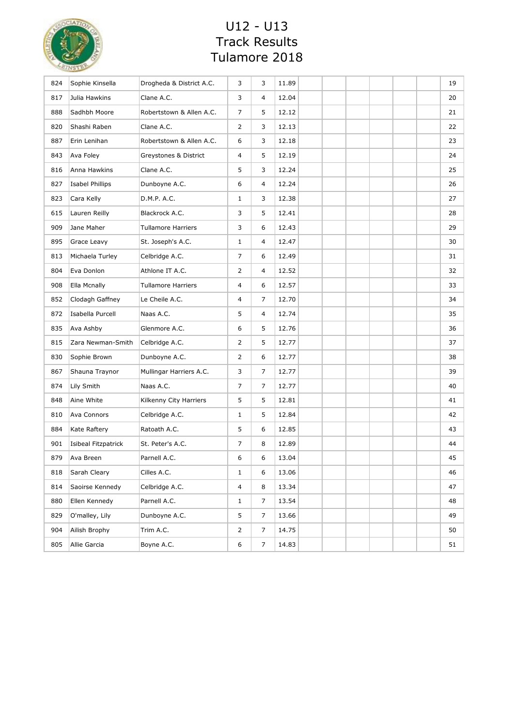# U12 - U13
# Track Results
# Tulamore 2018

| | | | | | | | | | | | |
|---|---|---|---|---|---|---|---|---|---|---|---|
| 824 | Sophie Kinsella | Drogheda & District A.C. | 3 | 3 | 11.89 | | | | | | 19 |
| 817 | Julia Hawkins | Clane A.C. | 3 | 4 | 12.04 | | | | | | 20 |
| 888 | Sadhbh Moore | Robertstown & Allen A.C. | 7 | 5 | 12.12 | | | | | | 21 |
| 820 | Shashi Raben | Clane A.C. | 2 | 3 | 12.13 | | | | | | 22 |
| 887 | Erin Lenihan | Robertstown & Allen A.C. | 6 | 3 | 12.18 | | | | | | 23 |
| 843 | Ava Foley | Greystones & District | 4 | 5 | 12.19 | | | | | | 24 |
| 816 | Anna Hawkins | Clane A.C. | 5 | 3 | 12.24 | | | | | | 25 |
| 827 | Isabel Phillips | Dunboyne A.C. | 6 | 4 | 12.24 | | | | | | 26 |
| 823 | Cara Kelly | D.M.P. A.C. | 1 | 3 | 12.38 | | | | | | 27 |
| 615 | Lauren Reilly | Blackrock A.C. | 3 | 5 | 12.41 | | | | | | 28 |
| 909 | Jane Maher | Tullamore Harriers | 3 | 6 | 12.43 | | | | | | 29 |
| 895 | Grace Leavy | St. Joseph's A.C. | 1 | 4 | 12.47 | | | | | | 30 |
| 813 | Michaela Turley | Celbridge A.C. | 7 | 6 | 12.49 | | | | | | 31 |
| 804 | Eva Donlon | Athlone IT A.C. | 2 | 4 | 12.52 | | | | | | 32 |
| 908 | Ella Mcnally | Tullamore Harriers | 4 | 6 | 12.57 | | | | | | 33 |
| 852 | Clodagh Gaffney | Le Cheile A.C. | 4 | 7 | 12.70 | | | | | | 34 |
| 872 | Isabella Purcell | Naas A.C. | 5 | 4 | 12.74 | | | | | | 35 |
| 835 | Ava Ashby | Glenmore A.C. | 6 | 5 | 12.76 | | | | | | 36 |
| 815 | Zara Newman-Smith | Celbridge A.C. | 2 | 5 | 12.77 | | | | | | 37 |
| 830 | Sophie Brown | Dunboyne A.C. | 2 | 6 | 12.77 | | | | | | 38 |
| 867 | Shauna Traynor | Mullingar Harriers A.C. | 3 | 7 | 12.77 | | | | | | 39 |
| 874 | Lily Smith | Naas A.C. | 7 | 7 | 12.77 | | | | | | 40 |
| 848 | Aine White | Kilkenny City Harriers | 5 | 5 | 12.81 | | | | | | 41 |
| 810 | Ava Connors | Celbridge A.C. | 1 | 5 | 12.84 | | | | | | 42 |
| 884 | Kate Raftery | Ratoath A.C. | 5 | 6 | 12.85 | | | | | | 43 |
| 901 | Isibeal Fitzpatrick | St. Peter's A.C. | 7 | 8 | 12.89 | | | | | | 44 |
| 879 | Ava Breen | Parnell A.C. | 6 | 6 | 13.04 | | | | | | 45 |
| 818 | Sarah Cleary | Cilles A.C. | 1 | 6 | 13.06 | | | | | | 46 |
| 814 | Saoirse Kennedy | Celbridge A.C. | 4 | 8 | 13.34 | | | | | | 47 |
| 880 | Ellen Kennedy | Parnell A.C. | 1 | 7 | 13.54 | | | | | | 48 |
| 829 | O'malley, Lily | Dunboyne A.C. | 5 | 7 | 13.66 | | | | | | 49 |
| 904 | Ailish Brophy | Trim A.C. | 2 | 7 | 14.75 | | | | | | 50 |
| 805 | Allie Garcia | Boyne A.C. | 6 | 7 | 14.83 | | | | | | 51 |